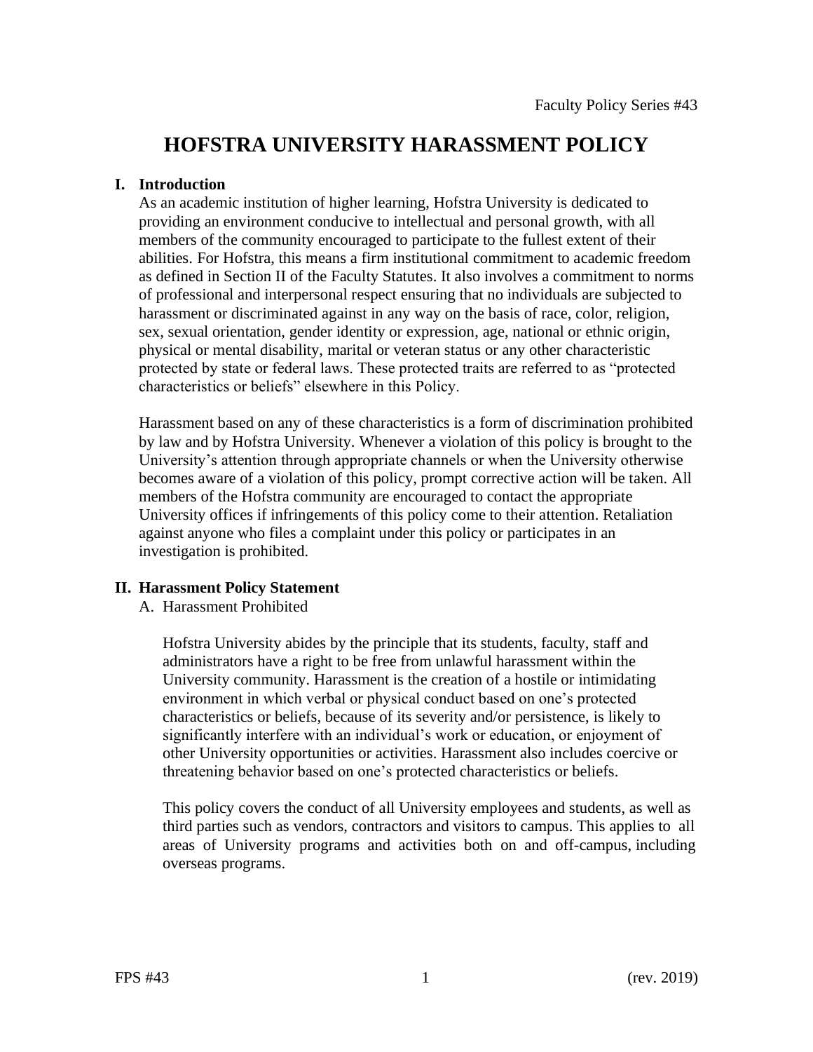Faculty Policy Series #43

# HOFSTRA UNIVERSITY HARASSMENT POLICY

## I. Introduction

As an academic institution of higher learning, Hofstra University is dedicated to providing an environment conducive to intellectual and personal growth, with all members of the community encouraged to participate to the fullest extent of their abilities. For Hofstra, this means a firm institutional commitment to academic freedom as defined in Section II of the Faculty Statutes. It also involves a commitment to norms of professional and interpersonal respect ensuring that no individuals are subjected to harassment or discriminated against in any way on the basis of race, color, religion, sex, sexual orientation, gender identity or expression, age, national or ethnic origin, physical or mental disability, marital or veteran status or any other characteristic protected by state or federal laws. These protected traits are referred to as "protected characteristics or beliefs" elsewhere in this Policy.

Harassment based on any of these characteristics is a form of discrimination prohibited by law and by Hofstra University. Whenever a violation of this policy is brought to the University's attention through appropriate channels or when the University otherwise becomes aware of a violation of this policy, prompt corrective action will be taken. All members of the Hofstra community are encouraged to contact the appropriate University offices if infringements of this policy come to their attention. Retaliation against anyone who files a complaint under this policy or participates in an investigation is prohibited.

## II. Harassment Policy Statement

### A. Harassment Prohibited

Hofstra University abides by the principle that its students, faculty, staff and administrators have a right to be free from unlawful harassment within the University community. Harassment is the creation of a hostile or intimidating environment in which verbal or physical conduct based on one's protected characteristics or beliefs, because of its severity and/or persistence, is likely to significantly interfere with an individual's work or education, or enjoyment of other University opportunities or activities. Harassment also includes coercive or threatening behavior based on one's protected characteristics or beliefs.

This policy covers the conduct of all University employees and students, as well as third parties such as vendors, contractors and visitors to campus. This applies to all areas of University programs and activities both on and off-campus, including overseas programs.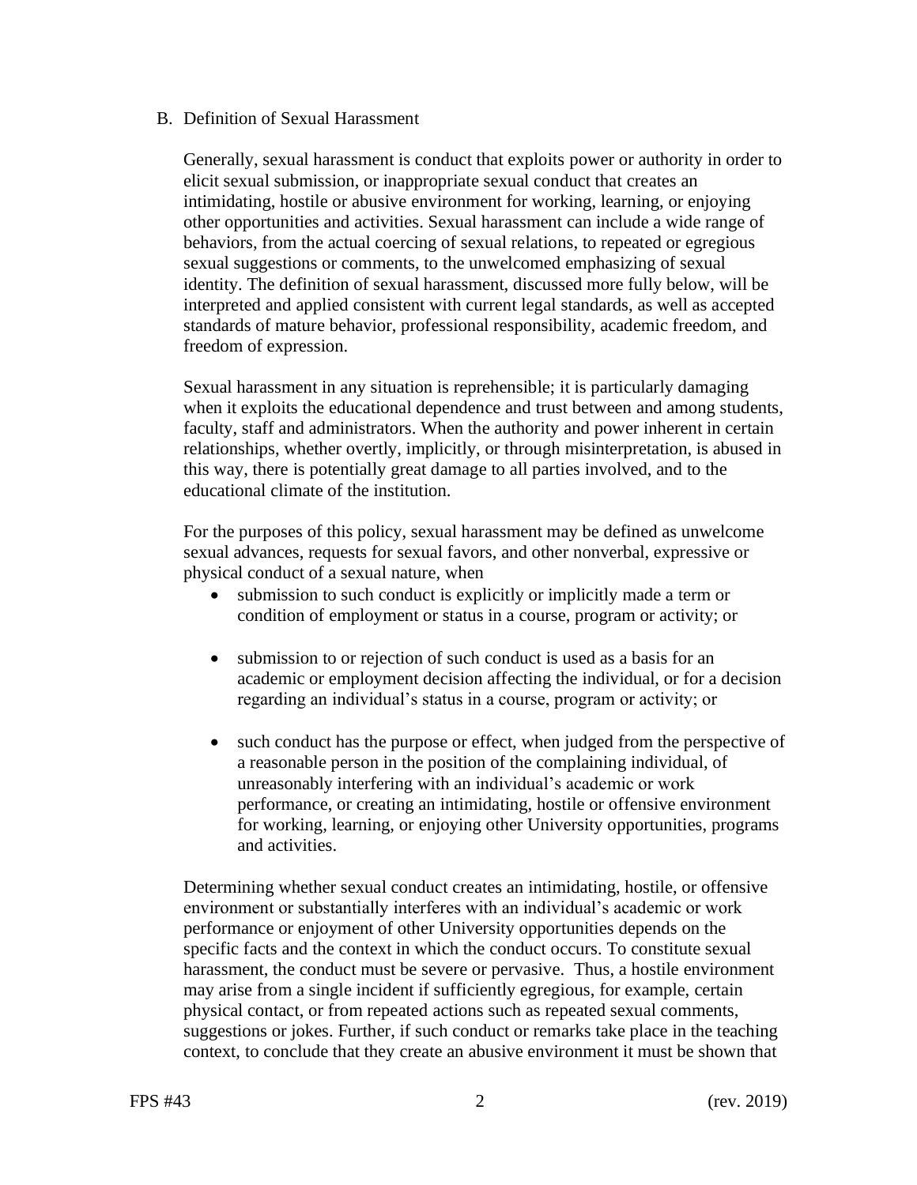## B. Definition of Sexual Harassment

Generally, sexual harassment is conduct that exploits power or authority in order to elicit sexual submission, or inappropriate sexual conduct that creates an intimidating, hostile or abusive environment for working, learning, or enjoying other opportunities and activities. Sexual harassment can include a wide range of behaviors, from the actual coercing of sexual relations, to repeated or egregious sexual suggestions or comments, to the unwelcomed emphasizing of sexual identity. The definition of sexual harassment, discussed more fully below, will be interpreted and applied consistent with current legal standards, as well as accepted standards of mature behavior, professional responsibility, academic freedom, and freedom of expression.

Sexual harassment in any situation is reprehensible; it is particularly damaging when it exploits the educational dependence and trust between and among students, faculty, staff and administrators. When the authority and power inherent in certain relationships, whether overtly, implicitly, or through misinterpretation, is abused in this way, there is potentially great damage to all parties involved, and to the educational climate of the institution.

For the purposes of this policy, sexual harassment may be defined as unwelcome sexual advances, requests for sexual favors, and other nonverbal, expressive or physical conduct of a sexual nature, when

- submission to such conduct is explicitly or implicitly made a term or condition of employment or status in a course, program or activity; or
- submission to or rejection of such conduct is used as a basis for an academic or employment decision affecting the individual, or for a decision regarding an individual's status in a course, program or activity; or
- such conduct has the purpose or effect, when judged from the perspective of a reasonable person in the position of the complaining individual, of unreasonably interfering with an individual's academic or work performance, or creating an intimidating, hostile or offensive environment for working, learning, or enjoying other University opportunities, programs and activities.

Determining whether sexual conduct creates an intimidating, hostile, or offensive environment or substantially interferes with an individual's academic or work performance or enjoyment of other University opportunities depends on the specific facts and the context in which the conduct occurs. To constitute sexual harassment, the conduct must be severe or pervasive. Thus, a hostile environment may arise from a single incident if sufficiently egregious, for example, certain physical contact, or from repeated actions such as repeated sexual comments, suggestions or jokes. Further, if such conduct or remarks take place in the teaching context, to conclude that they create an abusive environment it must be shown that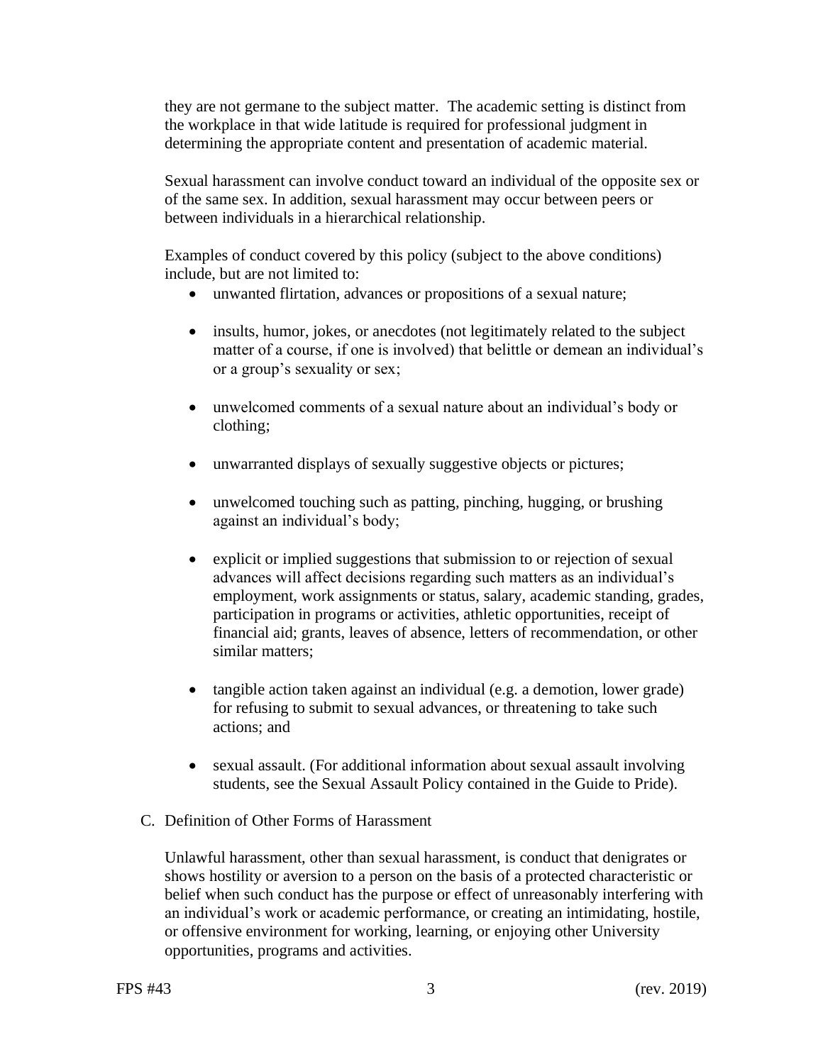they are not germane to the subject matter. The academic setting is distinct from the workplace in that wide latitude is required for professional judgment in determining the appropriate content and presentation of academic material.

Sexual harassment can involve conduct toward an individual of the opposite sex or of the same sex. In addition, sexual harassment may occur between peers or between individuals in a hierarchical relationship.

Examples of conduct covered by this policy (subject to the above conditions) include, but are not limited to:

- unwanted flirtation, advances or propositions of a sexual nature;
- insults, humor, jokes, or anecdotes (not legitimately related to the subject matter of a course, if one is involved) that belittle or demean an individual's or a group's sexuality or sex;
- unwelcomed comments of a sexual nature about an individual's body or clothing;
- unwarranted displays of sexually suggestive objects or pictures;
- unwelcomed touching such as patting, pinching, hugging, or brushing against an individual's body;
- explicit or implied suggestions that submission to or rejection of sexual advances will affect decisions regarding such matters as an individual's employment, work assignments or status, salary, academic standing, grades, participation in programs or activities, athletic opportunities, receipt of financial aid; grants, leaves of absence, letters of recommendation, or other similar matters;
- tangible action taken against an individual (e.g. a demotion, lower grade) for refusing to submit to sexual advances, or threatening to take such actions; and
- sexual assault. (For additional information about sexual assault involving students, see the Sexual Assault Policy contained in the Guide to Pride).

C. Definition of Other Forms of Harassment

Unlawful harassment, other than sexual harassment, is conduct that denigrates or shows hostility or aversion to a person on the basis of a protected characteristic or belief when such conduct has the purpose or effect of unreasonably interfering with an individual's work or academic performance, or creating an intimidating, hostile, or offensive environment for working, learning, or enjoying other University opportunities, programs and activities.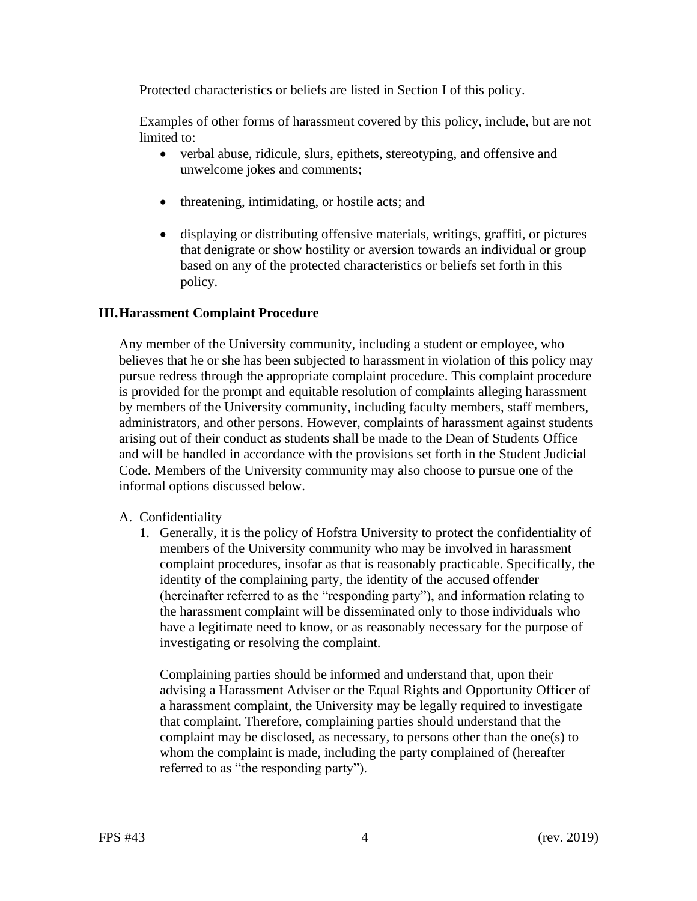Protected characteristics or beliefs are listed in Section I of this policy.

Examples of other forms of harassment covered by this policy, include, but are not limited to:

- verbal abuse, ridicule, slurs, epithets, stereotyping, and offensive and unwelcome jokes and comments;
- threatening, intimidating, or hostile acts; and
- displaying or distributing offensive materials, writings, graffiti, or pictures that denigrate or show hostility or aversion towards an individual or group based on any of the protected characteristics or beliefs set forth in this policy.

## III. Harassment Complaint Procedure

Any member of the University community, including a student or employee, who believes that he or she has been subjected to harassment in violation of this policy may pursue redress through the appropriate complaint procedure. This complaint procedure is provided for the prompt and equitable resolution of complaints alleging harassment by members of the University community, including faculty members, staff members, administrators, and other persons. However, complaints of harassment against students arising out of their conduct as students shall be made to the Dean of Students Office and will be handled in accordance with the provisions set forth in the Student Judicial Code. Members of the University community may also choose to pursue one of the informal options discussed below.

A. Confidentiality

1. Generally, it is the policy of Hofstra University to protect the confidentiality of members of the University community who may be involved in harassment complaint procedures, insofar as that is reasonably practicable. Specifically, the identity of the complaining party, the identity of the accused offender (hereinafter referred to as the "responding party"), and information relating to the harassment complaint will be disseminated only to those individuals who have a legitimate need to know, or as reasonably necessary for the purpose of investigating or resolving the complaint.

   Complaining parties should be informed and understand that, upon their advising a Harassment Adviser or the Equal Rights and Opportunity Officer of a harassment complaint, the University may be legally required to investigate that complaint. Therefore, complaining parties should understand that the complaint may be disclosed, as necessary, to persons other than the one(s) to whom the complaint is made, including the party complained of (hereafter referred to as "the responding party").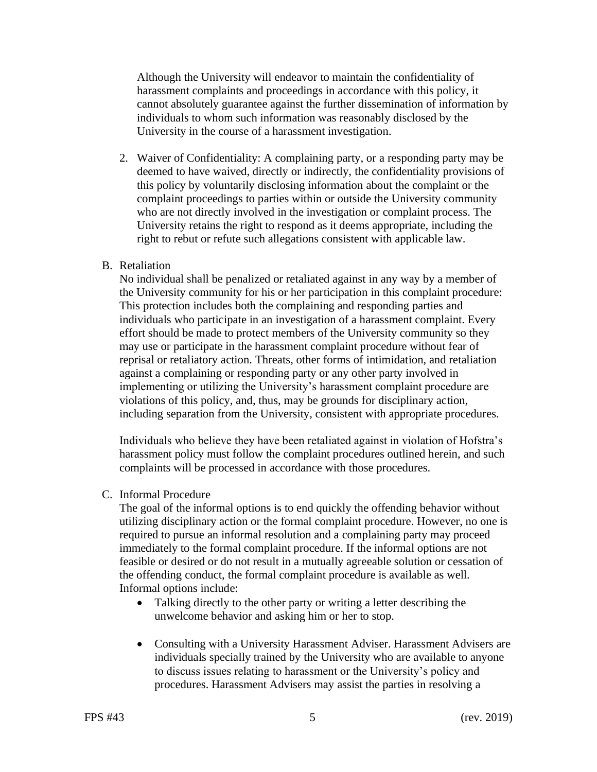Although the University will endeavor to maintain the confidentiality of harassment complaints and proceedings in accordance with this policy, it cannot absolutely guarantee against the further dissemination of information by individuals to whom such information was reasonably disclosed by the University in the course of a harassment investigation.

2. Waiver of Confidentiality: A complaining party, or a responding party may be deemed to have waived, directly or indirectly, the confidentiality provisions of this policy by voluntarily disclosing information about the complaint or the complaint proceedings to parties within or outside the University community who are not directly involved in the investigation or complaint process. The University retains the right to respond as it deems appropriate, including the right to rebut or refute such allegations consistent with applicable law.

B. Retaliation

No individual shall be penalized or retaliated against in any way by a member of the University community for his or her participation in this complaint procedure: This protection includes both the complaining and responding parties and individuals who participate in an investigation of a harassment complaint. Every effort should be made to protect members of the University community so they may use or participate in the harassment complaint procedure without fear of reprisal or retaliatory action. Threats, other forms of intimidation, and retaliation against a complaining or responding party or any other party involved in implementing or utilizing the University's harassment complaint procedure are violations of this policy, and, thus, may be grounds for disciplinary action, including separation from the University, consistent with appropriate procedures.

Individuals who believe they have been retaliated against in violation of Hofstra's harassment policy must follow the complaint procedures outlined herein, and such complaints will be processed in accordance with those procedures.

C. Informal Procedure

The goal of the informal options is to end quickly the offending behavior without utilizing disciplinary action or the formal complaint procedure. However, no one is required to pursue an informal resolution and a complaining party may proceed immediately to the formal complaint procedure. If the informal options are not feasible or desired or do not result in a mutually agreeable solution or cessation of the offending conduct, the formal complaint procedure is available as well. Informal options include:

- Talking directly to the other party or writing a letter describing the unwelcome behavior and asking him or her to stop.

- Consulting with a University Harassment Adviser. Harassment Advisers are individuals specially trained by the University who are available to anyone to discuss issues relating to harassment or the University's policy and procedures. Harassment Advisers may assist the parties in resolving a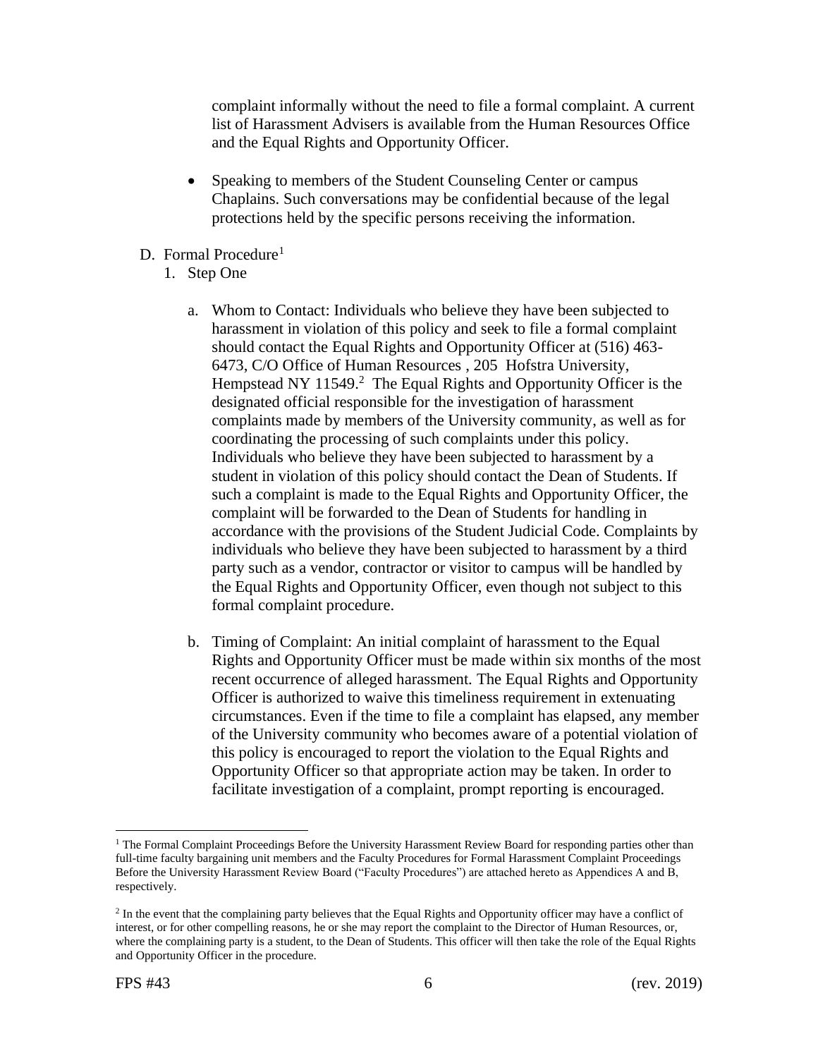complaint informally without the need to file a formal complaint. A current list of Harassment Advisers is available from the Human Resources Office and the Equal Rights and Opportunity Officer.

- Speaking to members of the Student Counseling Center or campus Chaplains. Such conversations may be confidential because of the legal protections held by the specific persons receiving the information.

D. Formal Procedure[1]

1. Step One

   a. Whom to Contact: Individuals who believe they have been subjected to harassment in violation of this policy and seek to file a formal complaint should contact the Equal Rights and Opportunity Officer at (516) 463-6473, C/O Office of Human Resources , 205 Hofstra University, Hempstead NY 11549.[2] The Equal Rights and Opportunity Officer is the designated official responsible for the investigation of harassment complaints made by members of the University community, as well as for coordinating the processing of such complaints under this policy. Individuals who believe they have been subjected to harassment by a student in violation of this policy should contact the Dean of Students. If such a complaint is made to the Equal Rights and Opportunity Officer, the complaint will be forwarded to the Dean of Students for handling in accordance with the provisions of the Student Judicial Code. Complaints by individuals who believe they have been subjected to harassment by a third party such as a vendor, contractor or visitor to campus will be handled by the Equal Rights and Opportunity Officer, even though not subject to this formal complaint procedure.

   b. Timing of Complaint: An initial complaint of harassment to the Equal Rights and Opportunity Officer must be made within six months of the most recent occurrence of alleged harassment. The Equal Rights and Opportunity Officer is authorized to waive this timeliness requirement in extenuating circumstances. Even if the time to file a complaint has elapsed, any member of the University community who becomes aware of a potential violation of this policy is encouraged to report the violation to the Equal Rights and Opportunity Officer so that appropriate action may be taken. In order to facilitate investigation of a complaint, prompt reporting is encouraged.

---

[1] The Formal Complaint Proceedings Before the University Harassment Review Board for responding parties other than full-time faculty bargaining unit members and the Faculty Procedures for Formal Harassment Complaint Proceedings Before the University Harassment Review Board ("Faculty Procedures") are attached hereto as Appendices A and B, respectively.

[2] In the event that the complaining party believes that the Equal Rights and Opportunity officer may have a conflict of interest, or for other compelling reasons, he or she may report the complaint to the Director of Human Resources, or, where the complaining party is a student, to the Dean of Students. This officer will then take the role of the Equal Rights and Opportunity Officer in the procedure.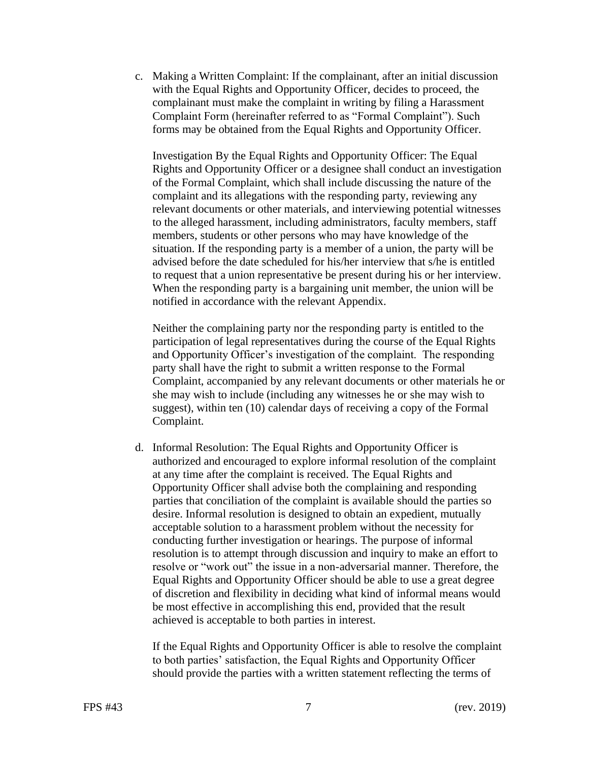c. Making a Written Complaint: If the complainant, after an initial discussion with the Equal Rights and Opportunity Officer, decides to proceed, the complainant must make the complaint in writing by filing a Harassment Complaint Form (hereinafter referred to as "Formal Complaint"). Such forms may be obtained from the Equal Rights and Opportunity Officer.

   Investigation By the Equal Rights and Opportunity Officer: The Equal Rights and Opportunity Officer or a designee shall conduct an investigation of the Formal Complaint, which shall include discussing the nature of the complaint and its allegations with the responding party, reviewing any relevant documents or other materials, and interviewing potential witnesses to the alleged harassment, including administrators, faculty members, staff members, students or other persons who may have knowledge of the situation. If the responding party is a member of a union, the party will be advised before the date scheduled for his/her interview that s/he is entitled to request that a union representative be present during his or her interview. When the responding party is a bargaining unit member, the union will be notified in accordance with the relevant Appendix.

   Neither the complaining party nor the responding party is entitled to the participation of legal representatives during the course of the Equal Rights and Opportunity Officer's investigation of the complaint. The responding party shall have the right to submit a written response to the Formal Complaint, accompanied by any relevant documents or other materials he or she may wish to include (including any witnesses he or she may wish to suggest), within ten (10) calendar days of receiving a copy of the Formal Complaint.

d. Informal Resolution: The Equal Rights and Opportunity Officer is authorized and encouraged to explore informal resolution of the complaint at any time after the complaint is received. The Equal Rights and Opportunity Officer shall advise both the complaining and responding parties that conciliation of the complaint is available should the parties so desire. Informal resolution is designed to obtain an expedient, mutually acceptable solution to a harassment problem without the necessity for conducting further investigation or hearings. The purpose of informal resolution is to attempt through discussion and inquiry to make an effort to resolve or "work out" the issue in a non-adversarial manner. Therefore, the Equal Rights and Opportunity Officer should be able to use a great degree of discretion and flexibility in deciding what kind of informal means would be most effective in accomplishing this end, provided that the result achieved is acceptable to both parties in interest.

   If the Equal Rights and Opportunity Officer is able to resolve the complaint to both parties' satisfaction, the Equal Rights and Opportunity Officer should provide the parties with a written statement reflecting the terms of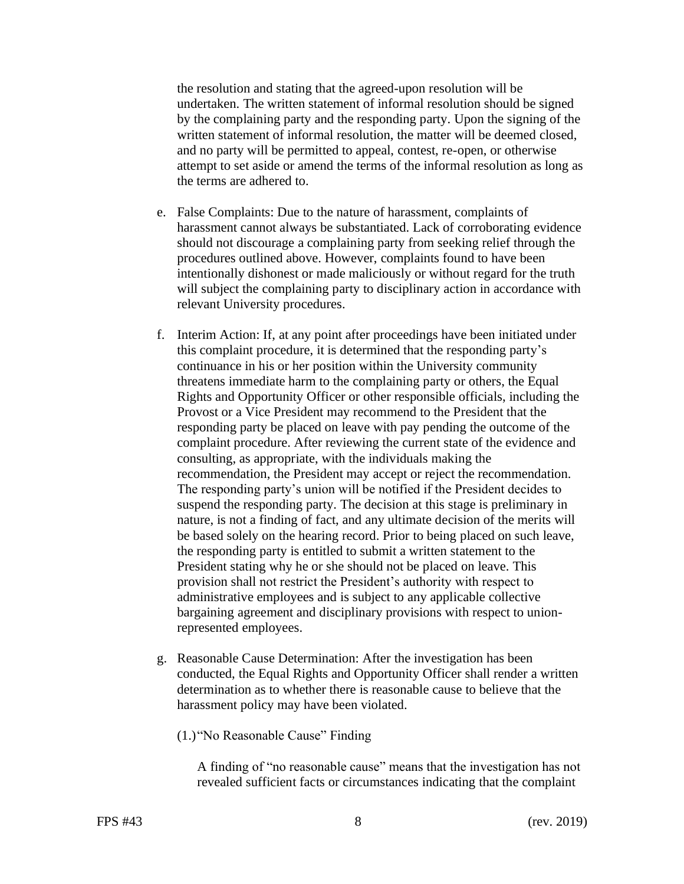the resolution and stating that the agreed-upon resolution will be undertaken. The written statement of informal resolution should be signed by the complaining party and the responding party. Upon the signing of the written statement of informal resolution, the matter will be deemed closed, and no party will be permitted to appeal, contest, re-open, or otherwise attempt to set aside or amend the terms of the informal resolution as long as the terms are adhered to.

e. False Complaints: Due to the nature of harassment, complaints of harassment cannot always be substantiated. Lack of corroborating evidence should not discourage a complaining party from seeking relief through the procedures outlined above. However, complaints found to have been intentionally dishonest or made maliciously or without regard for the truth will subject the complaining party to disciplinary action in accordance with relevant University procedures.

f. Interim Action: If, at any point after proceedings have been initiated under this complaint procedure, it is determined that the responding party's continuance in his or her position within the University community threatens immediate harm to the complaining party or others, the Equal Rights and Opportunity Officer or other responsible officials, including the Provost or a Vice President may recommend to the President that the responding party be placed on leave with pay pending the outcome of the complaint procedure. After reviewing the current state of the evidence and consulting, as appropriate, with the individuals making the recommendation, the President may accept or reject the recommendation. The responding party's union will be notified if the President decides to suspend the responding party. The decision at this stage is preliminary in nature, is not a finding of fact, and any ultimate decision of the merits will be based solely on the hearing record. Prior to being placed on such leave, the responding party is entitled to submit a written statement to the President stating why he or she should not be placed on leave. This provision shall not restrict the President's authority with respect to administrative employees and is subject to any applicable collective bargaining agreement and disciplinary provisions with respect to union-represented employees.

g. Reasonable Cause Determination: After the investigation has been conducted, the Equal Rights and Opportunity Officer shall render a written determination as to whether there is reasonable cause to believe that the harassment policy may have been violated.

(1.) "No Reasonable Cause" Finding

A finding of "no reasonable cause" means that the investigation has not revealed sufficient facts or circumstances indicating that the complaint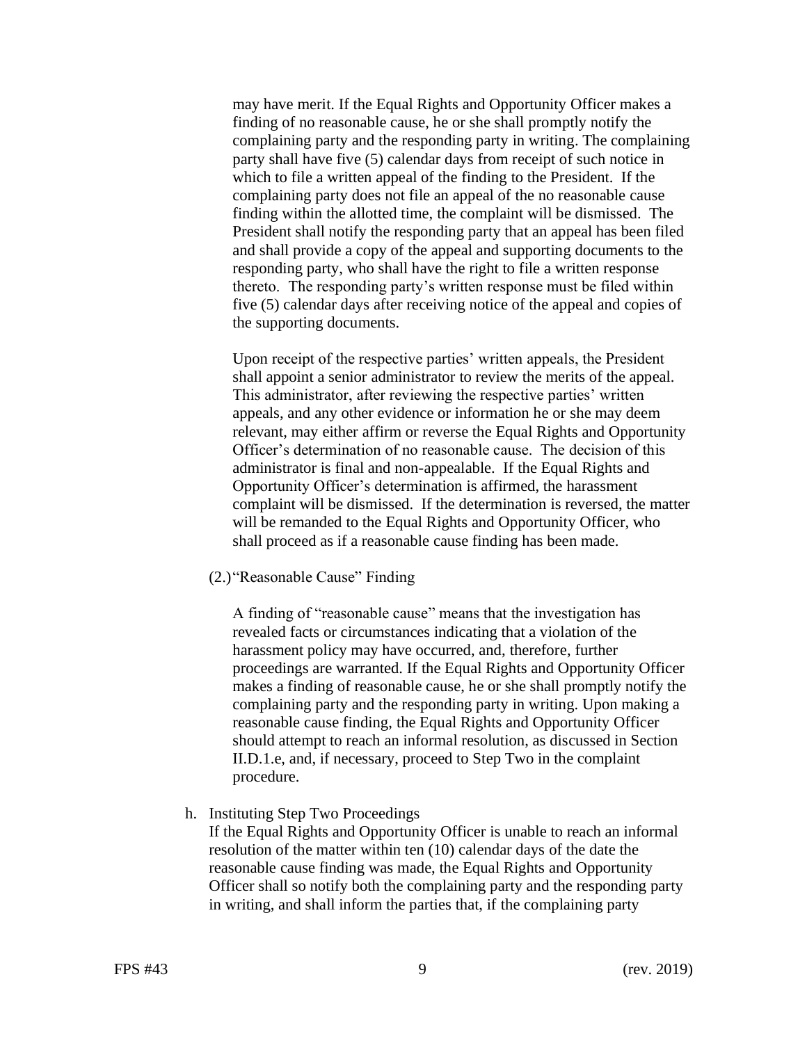may have merit. If the Equal Rights and Opportunity Officer makes a finding of no reasonable cause, he or she shall promptly notify the complaining party and the responding party in writing. The complaining party shall have five (5) calendar days from receipt of such notice in which to file a written appeal of the finding to the President. If the complaining party does not file an appeal of the no reasonable cause finding within the allotted time, the complaint will be dismissed. The President shall notify the responding party that an appeal has been filed and shall provide a copy of the appeal and supporting documents to the responding party, who shall have the right to file a written response thereto. The responding party's written response must be filed within five (5) calendar days after receiving notice of the appeal and copies of the supporting documents.

Upon receipt of the respective parties' written appeals, the President shall appoint a senior administrator to review the merits of the appeal. This administrator, after reviewing the respective parties' written appeals, and any other evidence or information he or she may deem relevant, may either affirm or reverse the Equal Rights and Opportunity Officer's determination of no reasonable cause. The decision of this administrator is final and non-appealable. If the Equal Rights and Opportunity Officer's determination is affirmed, the harassment complaint will be dismissed. If the determination is reversed, the matter will be remanded to the Equal Rights and Opportunity Officer, who shall proceed as if a reasonable cause finding has been made.

(2.) "Reasonable Cause" Finding

A finding of "reasonable cause" means that the investigation has revealed facts or circumstances indicating that a violation of the harassment policy may have occurred, and, therefore, further proceedings are warranted. If the Equal Rights and Opportunity Officer makes a finding of reasonable cause, he or she shall promptly notify the complaining party and the responding party in writing. Upon making a reasonable cause finding, the Equal Rights and Opportunity Officer should attempt to reach an informal resolution, as discussed in Section II.D.1.e, and, if necessary, proceed to Step Two in the complaint procedure.

h. Instituting Step Two Proceedings

If the Equal Rights and Opportunity Officer is unable to reach an informal resolution of the matter within ten (10) calendar days of the date the reasonable cause finding was made, the Equal Rights and Opportunity Officer shall so notify both the complaining party and the responding party in writing, and shall inform the parties that, if the complaining party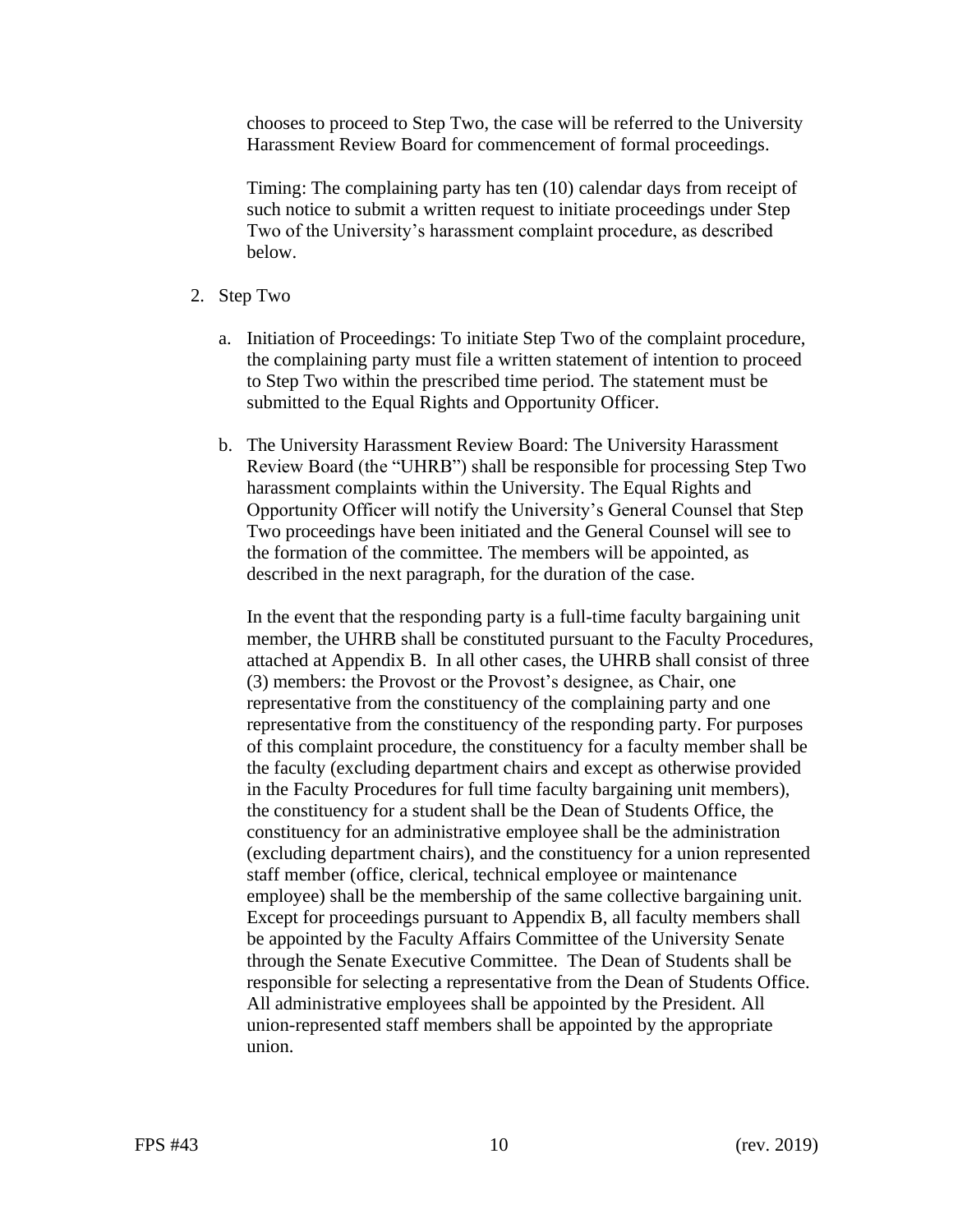chooses to proceed to Step Two, the case will be referred to the University Harassment Review Board for commencement of formal proceedings.

Timing: The complaining party has ten (10) calendar days from receipt of such notice to submit a written request to initiate proceedings under Step Two of the University's harassment complaint procedure, as described below.

2. Step Two

   a. Initiation of Proceedings: To initiate Step Two of the complaint procedure, the complaining party must file a written statement of intention to proceed to Step Two within the prescribed time period. The statement must be submitted to the Equal Rights and Opportunity Officer.

   b. The University Harassment Review Board: The University Harassment Review Board (the "UHRB") shall be responsible for processing Step Two harassment complaints within the University. The Equal Rights and Opportunity Officer will notify the University's General Counsel that Step Two proceedings have been initiated and the General Counsel will see to the formation of the committee. The members will be appointed, as described in the next paragraph, for the duration of the case.

      In the event that the responding party is a full-time faculty bargaining unit member, the UHRB shall be constituted pursuant to the Faculty Procedures, attached at Appendix B. In all other cases, the UHRB shall consist of three (3) members: the Provost or the Provost's designee, as Chair, one representative from the constituency of the complaining party and one representative from the constituency of the responding party. For purposes of this complaint procedure, the constituency for a faculty member shall be the faculty (excluding department chairs and except as otherwise provided in the Faculty Procedures for full time faculty bargaining unit members), the constituency for a student shall be the Dean of Students Office, the constituency for an administrative employee shall be the administration (excluding department chairs), and the constituency for a union represented staff member (office, clerical, technical employee or maintenance employee) shall be the membership of the same collective bargaining unit. Except for proceedings pursuant to Appendix B, all faculty members shall be appointed by the Faculty Affairs Committee of the University Senate through the Senate Executive Committee. The Dean of Students shall be responsible for selecting a representative from the Dean of Students Office. All administrative employees shall be appointed by the President. All union-represented staff members shall be appointed by the appropriate union.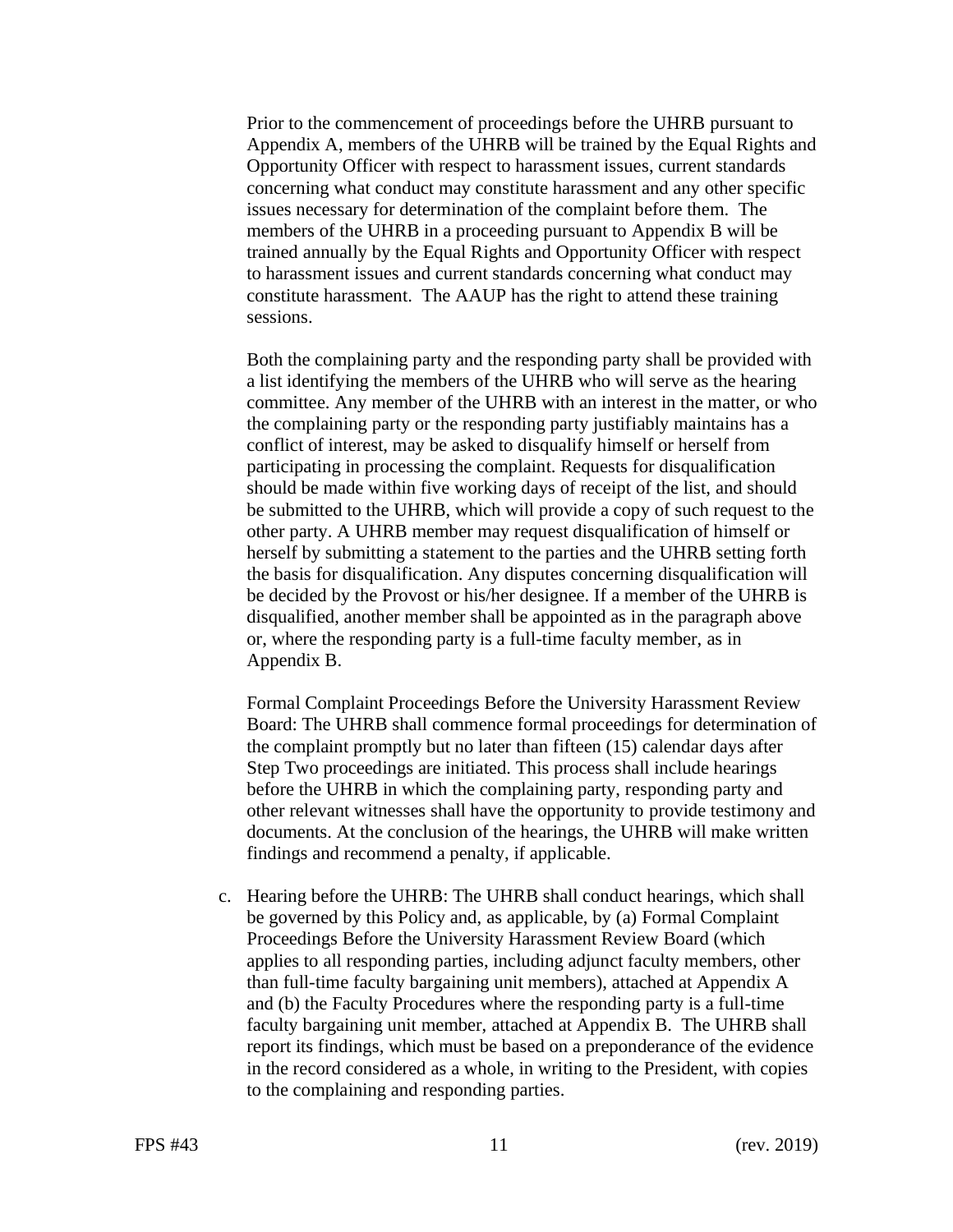Prior to the commencement of proceedings before the UHRB pursuant to Appendix A, members of the UHRB will be trained by the Equal Rights and Opportunity Officer with respect to harassment issues, current standards concerning what conduct may constitute harassment and any other specific issues necessary for determination of the complaint before them. The members of the UHRB in a proceeding pursuant to Appendix B will be trained annually by the Equal Rights and Opportunity Officer with respect to harassment issues and current standards concerning what conduct may constitute harassment. The AAUP has the right to attend these training sessions.

Both the complaining party and the responding party shall be provided with a list identifying the members of the UHRB who will serve as the hearing committee. Any member of the UHRB with an interest in the matter, or who the complaining party or the responding party justifiably maintains has a conflict of interest, may be asked to disqualify himself or herself from participating in processing the complaint. Requests for disqualification should be made within five working days of receipt of the list, and should be submitted to the UHRB, which will provide a copy of such request to the other party. A UHRB member may request disqualification of himself or herself by submitting a statement to the parties and the UHRB setting forth the basis for disqualification. Any disputes concerning disqualification will be decided by the Provost or his/her designee. If a member of the UHRB is disqualified, another member shall be appointed as in the paragraph above or, where the responding party is a full-time faculty member, as in Appendix B.

Formal Complaint Proceedings Before the University Harassment Review Board: The UHRB shall commence formal proceedings for determination of the complaint promptly but no later than fifteen (15) calendar days after Step Two proceedings are initiated. This process shall include hearings before the UHRB in which the complaining party, responding party and other relevant witnesses shall have the opportunity to provide testimony and documents. At the conclusion of the hearings, the UHRB will make written findings and recommend a penalty, if applicable.

c. Hearing before the UHRB: The UHRB shall conduct hearings, which shall be governed by this Policy and, as applicable, by (a) Formal Complaint Proceedings Before the University Harassment Review Board (which applies to all responding parties, including adjunct faculty members, other than full-time faculty bargaining unit members), attached at Appendix A and (b) the Faculty Procedures where the responding party is a full-time faculty bargaining unit member, attached at Appendix B. The UHRB shall report its findings, which must be based on a preponderance of the evidence in the record considered as a whole, in writing to the President, with copies to the complaining and responding parties.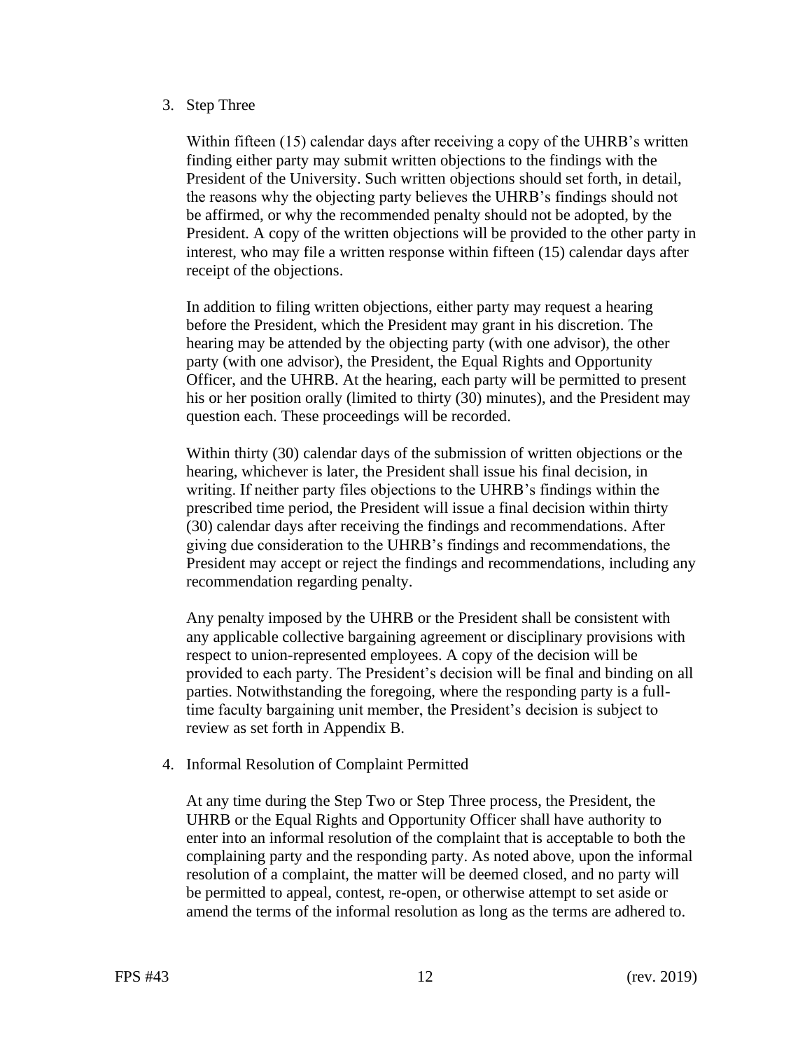3. Step Three

   Within fifteen (15) calendar days after receiving a copy of the UHRB's written finding either party may submit written objections to the findings with the President of the University. Such written objections should set forth, in detail, the reasons why the objecting party believes the UHRB's findings should not be affirmed, or why the recommended penalty should not be adopted, by the President. A copy of the written objections will be provided to the other party in interest, who may file a written response within fifteen (15) calendar days after receipt of the objections.

   In addition to filing written objections, either party may request a hearing before the President, which the President may grant in his discretion. The hearing may be attended by the objecting party (with one advisor), the other party (with one advisor), the President, the Equal Rights and Opportunity Officer, and the UHRB. At the hearing, each party will be permitted to present his or her position orally (limited to thirty (30) minutes), and the President may question each. These proceedings will be recorded.

   Within thirty (30) calendar days of the submission of written objections or the hearing, whichever is later, the President shall issue his final decision, in writing. If neither party files objections to the UHRB's findings within the prescribed time period, the President will issue a final decision within thirty (30) calendar days after receiving the findings and recommendations. After giving due consideration to the UHRB's findings and recommendations, the President may accept or reject the findings and recommendations, including any recommendation regarding penalty.

   Any penalty imposed by the UHRB or the President shall be consistent with any applicable collective bargaining agreement or disciplinary provisions with respect to union-represented employees. A copy of the decision will be provided to each party. The President's decision will be final and binding on all parties. Notwithstanding the foregoing, where the responding party is a full-time faculty bargaining unit member, the President's decision is subject to review as set forth in Appendix B.

4. Informal Resolution of Complaint Permitted

   At any time during the Step Two or Step Three process, the President, the UHRB or the Equal Rights and Opportunity Officer shall have authority to enter into an informal resolution of the complaint that is acceptable to both the complaining party and the responding party. As noted above, upon the informal resolution of a complaint, the matter will be deemed closed, and no party will be permitted to appeal, contest, re-open, or otherwise attempt to set aside or amend the terms of the informal resolution as long as the terms are adhered to.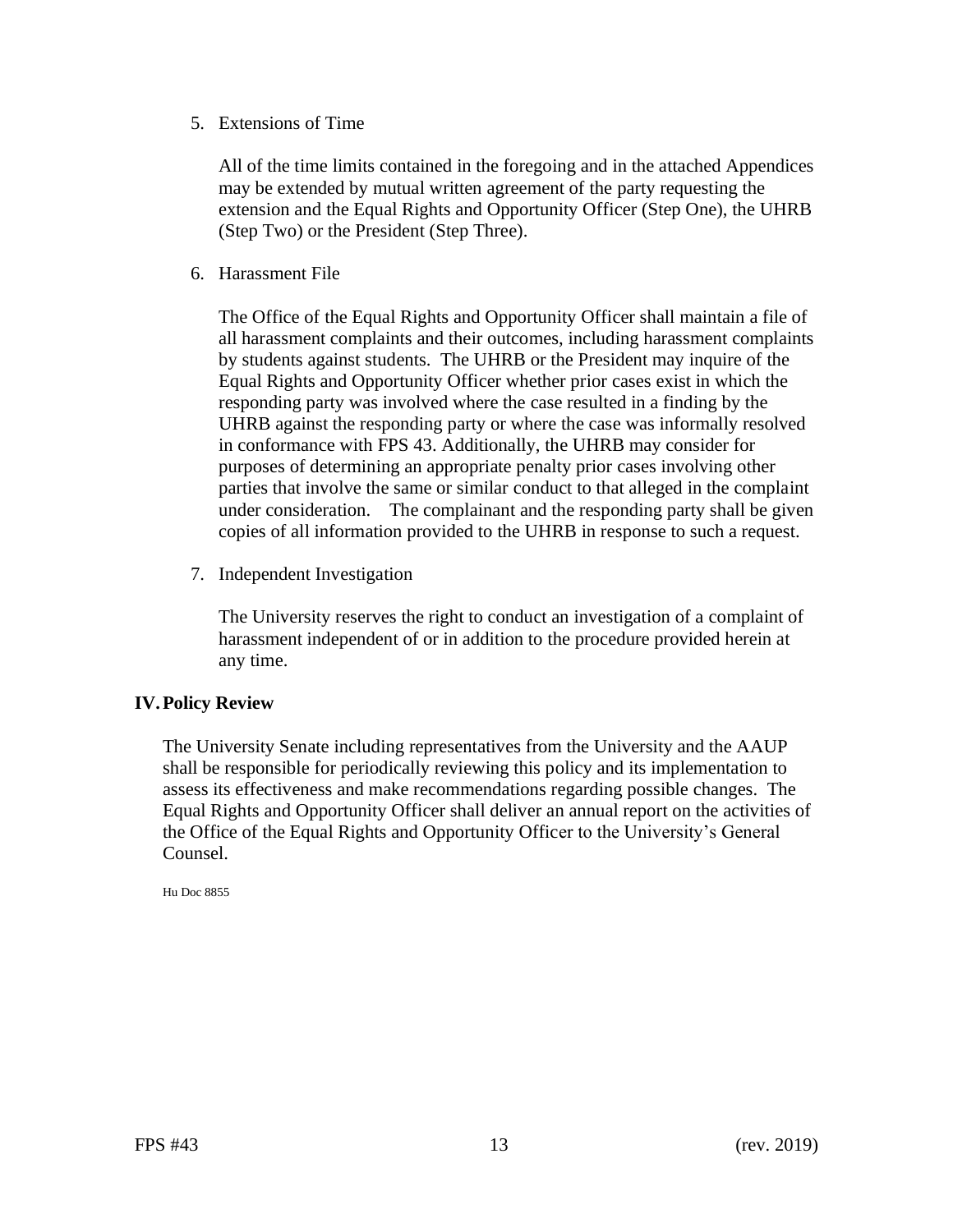5. Extensions of Time

   All of the time limits contained in the foregoing and in the attached Appendices may be extended by mutual written agreement of the party requesting the extension and the Equal Rights and Opportunity Officer (Step One), the UHRB (Step Two) or the President (Step Three).

6. Harassment File

   The Office of the Equal Rights and Opportunity Officer shall maintain a file of all harassment complaints and their outcomes, including harassment complaints by students against students. The UHRB or the President may inquire of the Equal Rights and Opportunity Officer whether prior cases exist in which the responding party was involved where the case resulted in a finding by the UHRB against the responding party or where the case was informally resolved in conformance with FPS 43. Additionally, the UHRB may consider for purposes of determining an appropriate penalty prior cases involving other parties that involve the same or similar conduct to that alleged in the complaint under consideration. The complainant and the responding party shall be given copies of all information provided to the UHRB in response to such a request.

7. Independent Investigation

   The University reserves the right to conduct an investigation of a complaint of harassment independent of or in addition to the procedure provided herein at any time.

## IV. Policy Review

The University Senate including representatives from the University and the AAUP shall be responsible for periodically reviewing this policy and its implementation to assess its effectiveness and make recommendations regarding possible changes. The Equal Rights and Opportunity Officer shall deliver an annual report on the activities of the Office of the Equal Rights and Opportunity Officer to the University's General Counsel.

Hu Doc 8855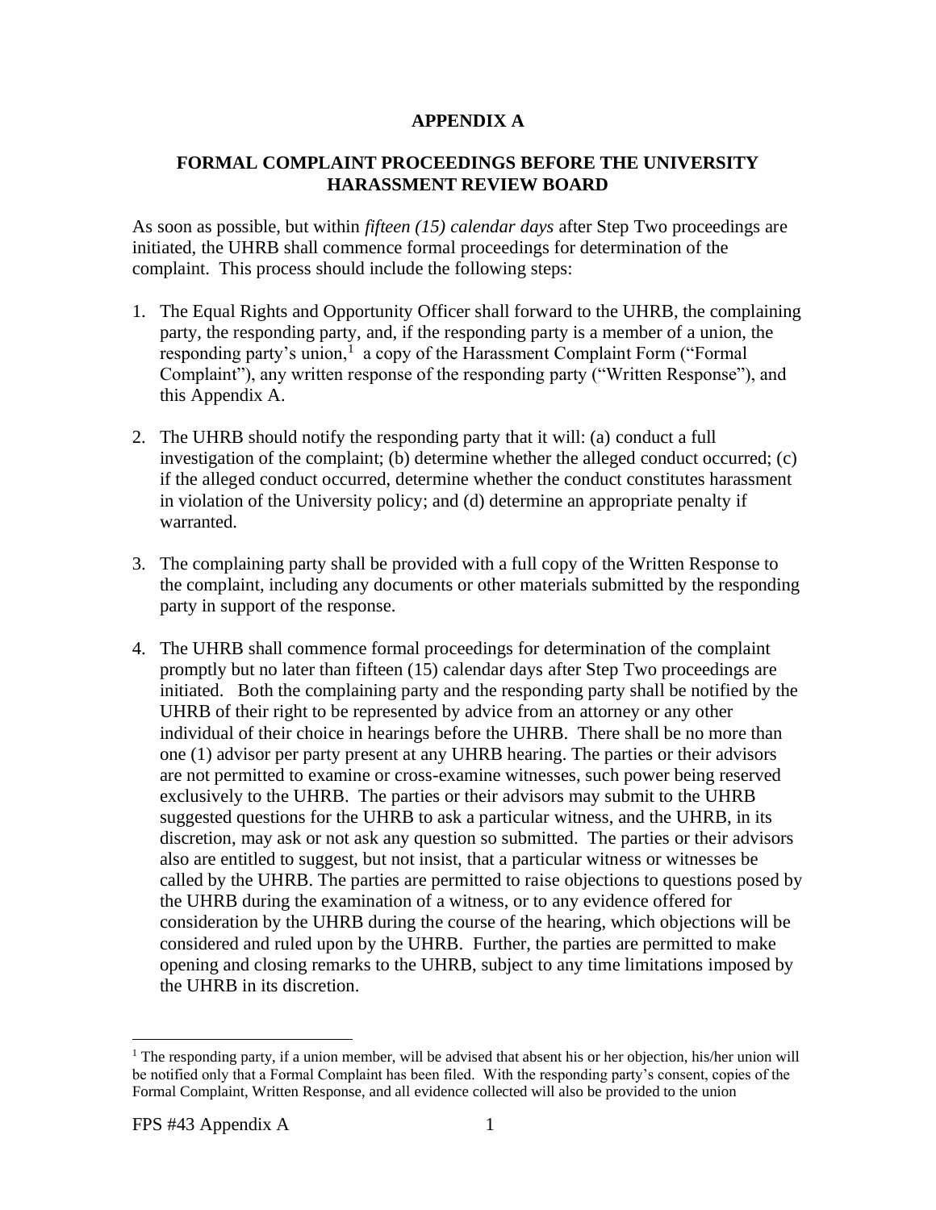# APPENDIX A

## FORMAL COMPLAINT PROCEEDINGS BEFORE THE UNIVERSITY HARASSMENT REVIEW BOARD

As soon as possible, but within *fifteen (15) calendar days* after Step Two proceedings are initiated, the UHRB shall commence formal proceedings for determination of the complaint. This process should include the following steps:

1. The Equal Rights and Opportunity Officer shall forward to the UHRB, the complaining party, the responding party, and, if the responding party is a member of a union, the responding party's union,[1] a copy of the Harassment Complaint Form ("Formal Complaint"), any written response of the responding party ("Written Response"), and this Appendix A.

2. The UHRB should notify the responding party that it will: (a) conduct a full investigation of the complaint; (b) determine whether the alleged conduct occurred; (c) if the alleged conduct occurred, determine whether the conduct constitutes harassment in violation of the University policy; and (d) determine an appropriate penalty if warranted.

3. The complaining party shall be provided with a full copy of the Written Response to the complaint, including any documents or other materials submitted by the responding party in support of the response.

4. The UHRB shall commence formal proceedings for determination of the complaint promptly but no later than fifteen (15) calendar days after Step Two proceedings are initiated. Both the complaining party and the responding party shall be notified by the UHRB of their right to be represented by advice from an attorney or any other individual of their choice in hearings before the UHRB. There shall be no more than one (1) advisor per party present at any UHRB hearing. The parties or their advisors are not permitted to examine or cross-examine witnesses, such power being reserved exclusively to the UHRB. The parties or their advisors may submit to the UHRB suggested questions for the UHRB to ask a particular witness, and the UHRB, in its discretion, may ask or not ask any question so submitted. The parties or their advisors also are entitled to suggest, but not insist, that a particular witness or witnesses be called by the UHRB. The parties are permitted to raise objections to questions posed by the UHRB during the examination of a witness, or to any evidence offered for consideration by the UHRB during the course of the hearing, which objections will be considered and ruled upon by the UHRB. Further, the parties are permitted to make opening and closing remarks to the UHRB, subject to any time limitations imposed by the UHRB in its discretion.

---

[1] The responding party, if a union member, will be advised that absent his or her objection, his/her union will be notified only that a Formal Complaint has been filed. With the responding party's consent, copies of the Formal Complaint, Written Response, and all evidence collected will also be provided to the union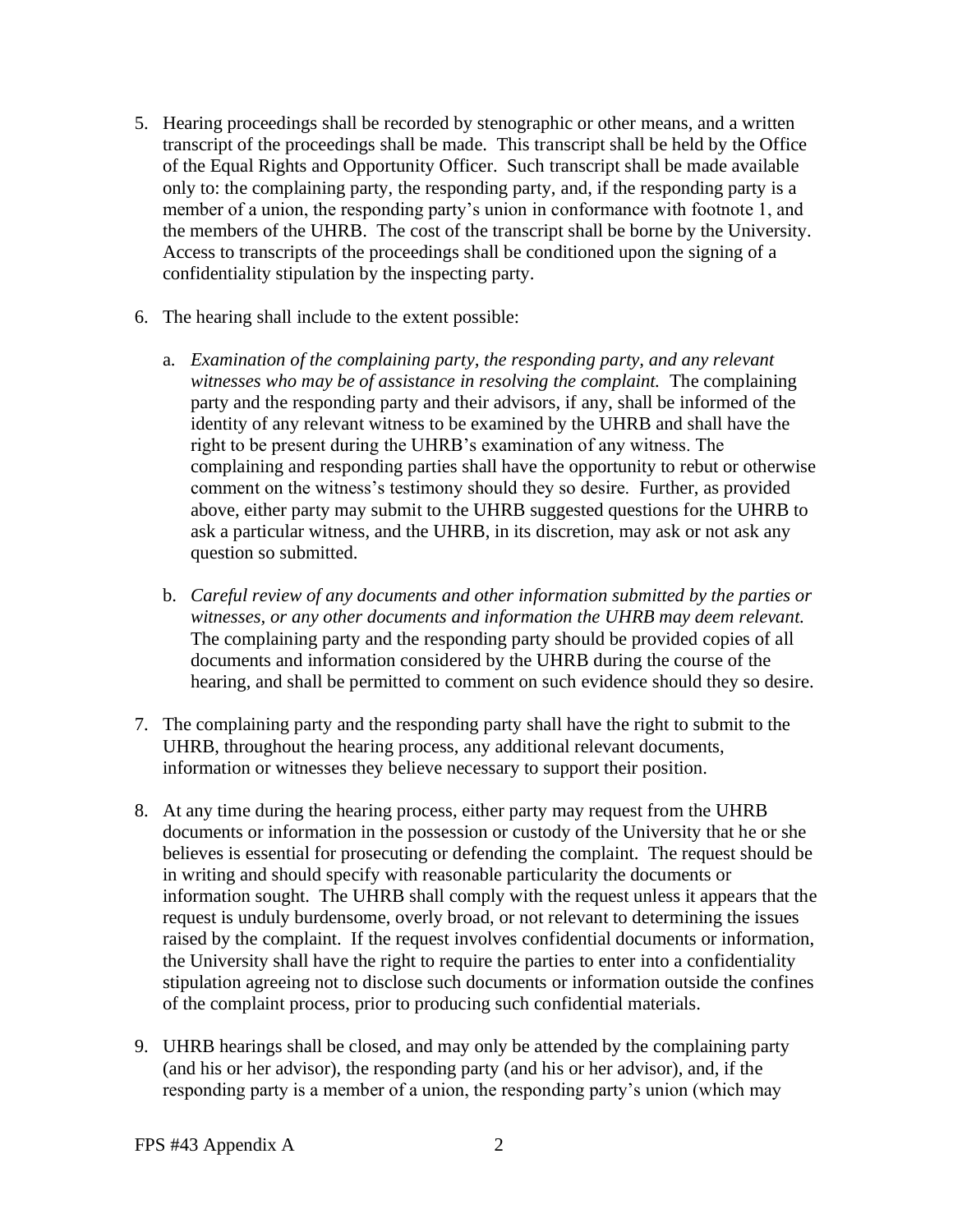5. Hearing proceedings shall be recorded by stenographic or other means, and a written transcript of the proceedings shall be made. This transcript shall be held by the Office of the Equal Rights and Opportunity Officer. Such transcript shall be made available only to: the complaining party, the responding party, and, if the responding party is a member of a union, the responding party's union in conformance with footnote 1, and the members of the UHRB. The cost of the transcript shall be borne by the University. Access to transcripts of the proceedings shall be conditioned upon the signing of a confidentiality stipulation by the inspecting party.

6. The hearing shall include to the extent possible:

   a. *Examination of the complaining party, the responding party, and any relevant witnesses who may be of assistance in resolving the complaint.* The complaining party and the responding party and their advisors, if any, shall be informed of the identity of any relevant witness to be examined by the UHRB and shall have the right to be present during the UHRB's examination of any witness. The complaining and responding parties shall have the opportunity to rebut or otherwise comment on the witness's testimony should they so desire. Further, as provided above, either party may submit to the UHRB suggested questions for the UHRB to ask a particular witness, and the UHRB, in its discretion, may ask or not ask any question so submitted.

   b. *Careful review of any documents and other information submitted by the parties or witnesses, or any other documents and information the UHRB may deem relevant.* The complaining party and the responding party should be provided copies of all documents and information considered by the UHRB during the course of the hearing, and shall be permitted to comment on such evidence should they so desire.

7. The complaining party and the responding party shall have the right to submit to the UHRB, throughout the hearing process, any additional relevant documents, information or witnesses they believe necessary to support their position.

8. At any time during the hearing process, either party may request from the UHRB documents or information in the possession or custody of the University that he or she believes is essential for prosecuting or defending the complaint. The request should be in writing and should specify with reasonable particularity the documents or information sought. The UHRB shall comply with the request unless it appears that the request is unduly burdensome, overly broad, or not relevant to determining the issues raised by the complaint. If the request involves confidential documents or information, the University shall have the right to require the parties to enter into a confidentiality stipulation agreeing not to disclose such documents or information outside the confines of the complaint process, prior to producing such confidential materials.

9. UHRB hearings shall be closed, and may only be attended by the complaining party (and his or her advisor), the responding party (and his or her advisor), and, if the responding party is a member of a union, the responding party's union (which may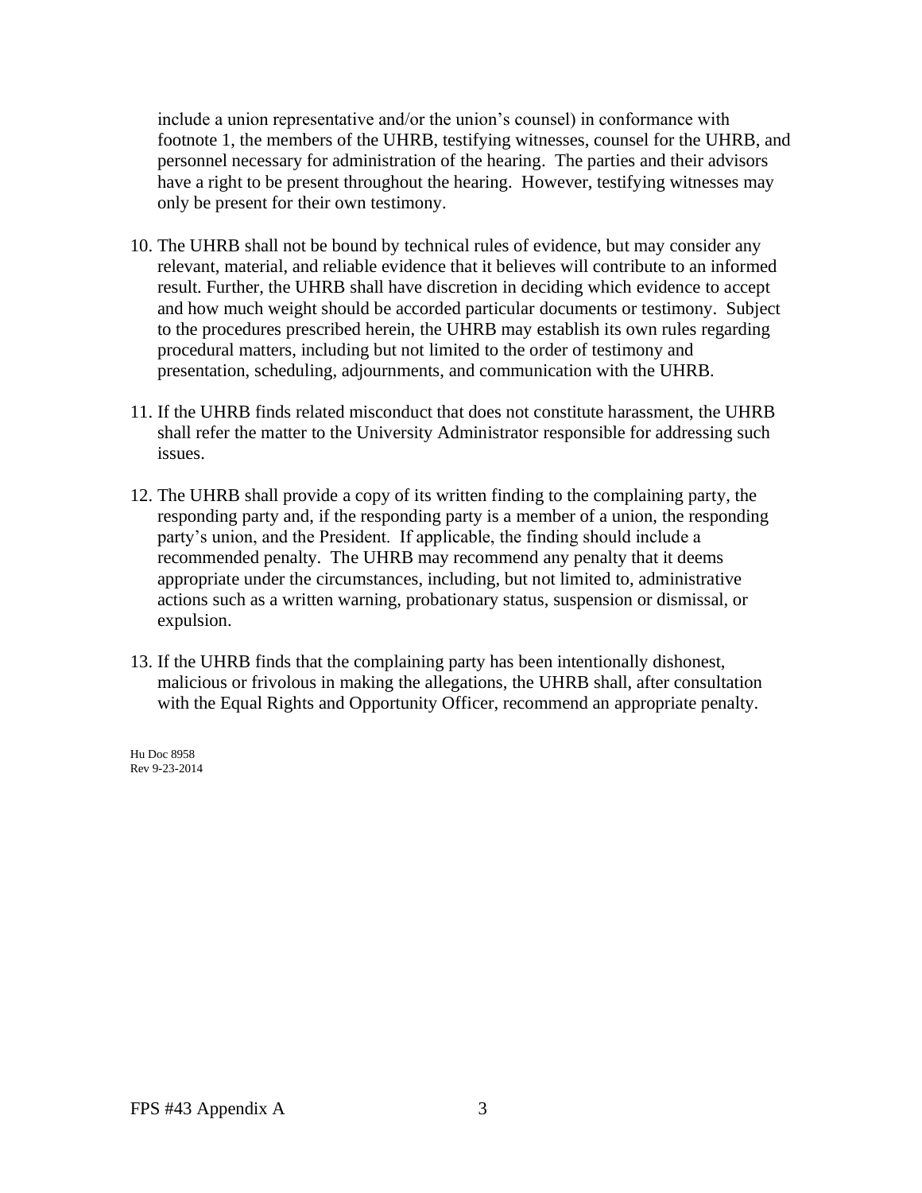include a union representative and/or the union's counsel) in conformance with footnote 1, the members of the UHRB, testifying witnesses, counsel for the UHRB, and personnel necessary for administration of the hearing. The parties and their advisors have a right to be present throughout the hearing. However, testifying witnesses may only be present for their own testimony.

10. The UHRB shall not be bound by technical rules of evidence, but may consider any relevant, material, and reliable evidence that it believes will contribute to an informed result. Further, the UHRB shall have discretion in deciding which evidence to accept and how much weight should be accorded particular documents or testimony. Subject to the procedures prescribed herein, the UHRB may establish its own rules regarding procedural matters, including but not limited to the order of testimony and presentation, scheduling, adjournments, and communication with the UHRB.

11. If the UHRB finds related misconduct that does not constitute harassment, the UHRB shall refer the matter to the University Administrator responsible for addressing such issues.

12. The UHRB shall provide a copy of its written finding to the complaining party, the responding party and, if the responding party is a member of a union, the responding party's union, and the President. If applicable, the finding should include a recommended penalty. The UHRB may recommend any penalty that it deems appropriate under the circumstances, including, but not limited to, administrative actions such as a written warning, probationary status, suspension or dismissal, or expulsion.

13. If the UHRB finds that the complaining party has been intentionally dishonest, malicious or frivolous in making the allegations, the UHRB shall, after consultation with the Equal Rights and Opportunity Officer, recommend an appropriate penalty.

Hu Doc 8958
Rev 9-23-2014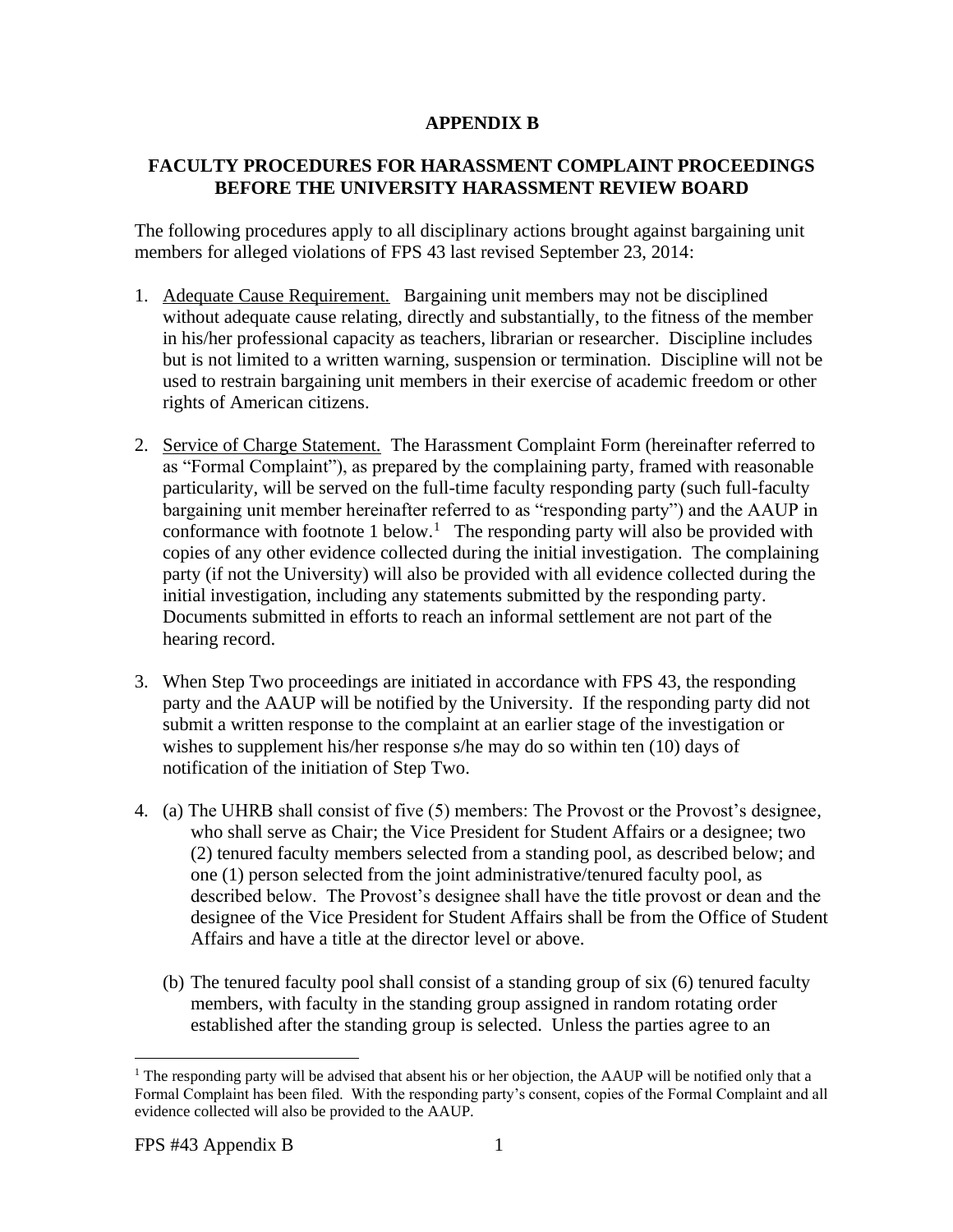# APPENDIX B

## FACULTY PROCEDURES FOR HARASSMENT COMPLAINT PROCEEDINGS BEFORE THE UNIVERSITY HARASSMENT REVIEW BOARD

The following procedures apply to all disciplinary actions brought against bargaining unit members for alleged violations of FPS 43 last revised September 23, 2014:

1. Adequate Cause Requirement. Bargaining unit members may not be disciplined without adequate cause relating, directly and substantially, to the fitness of the member in his/her professional capacity as teachers, librarian or researcher. Discipline includes but is not limited to a written warning, suspension or termination. Discipline will not be used to restrain bargaining unit members in their exercise of academic freedom or other rights of American citizens.

2. Service of Charge Statement. The Harassment Complaint Form (hereinafter referred to as "Formal Complaint"), as prepared by the complaining party, framed with reasonable particularity, will be served on the full-time faculty responding party (such full-faculty bargaining unit member hereinafter referred to as "responding party") and the AAUP in conformance with footnote 1 below.[1] The responding party will also be provided with copies of any other evidence collected during the initial investigation. The complaining party (if not the University) will also be provided with all evidence collected during the initial investigation, including any statements submitted by the responding party. Documents submitted in efforts to reach an informal settlement are not part of the hearing record.

3. When Step Two proceedings are initiated in accordance with FPS 43, the responding party and the AAUP will be notified by the University. If the responding party did not submit a written response to the complaint at an earlier stage of the investigation or wishes to supplement his/her response s/he may do so within ten (10) days of notification of the initiation of Step Two.

4. (a) The UHRB shall consist of five (5) members: The Provost or the Provost's designee, who shall serve as Chair; the Vice President for Student Affairs or a designee; two (2) tenured faculty members selected from a standing pool, as described below; and one (1) person selected from the joint administrative/tenured faculty pool, as described below. The Provost's designee shall have the title provost or dean and the designee of the Vice President for Student Affairs shall be from the Office of Student Affairs and have a title at the director level or above.

   (b) The tenured faculty pool shall consist of a standing group of six (6) tenured faculty members, with faculty in the standing group assigned in random rotating order established after the standing group is selected. Unless the parties agree to an

[1] The responding party will be advised that absent his or her objection, the AAUP will be notified only that a Formal Complaint has been filed. With the responding party's consent, copies of the Formal Complaint and all evidence collected will also be provided to the AAUP.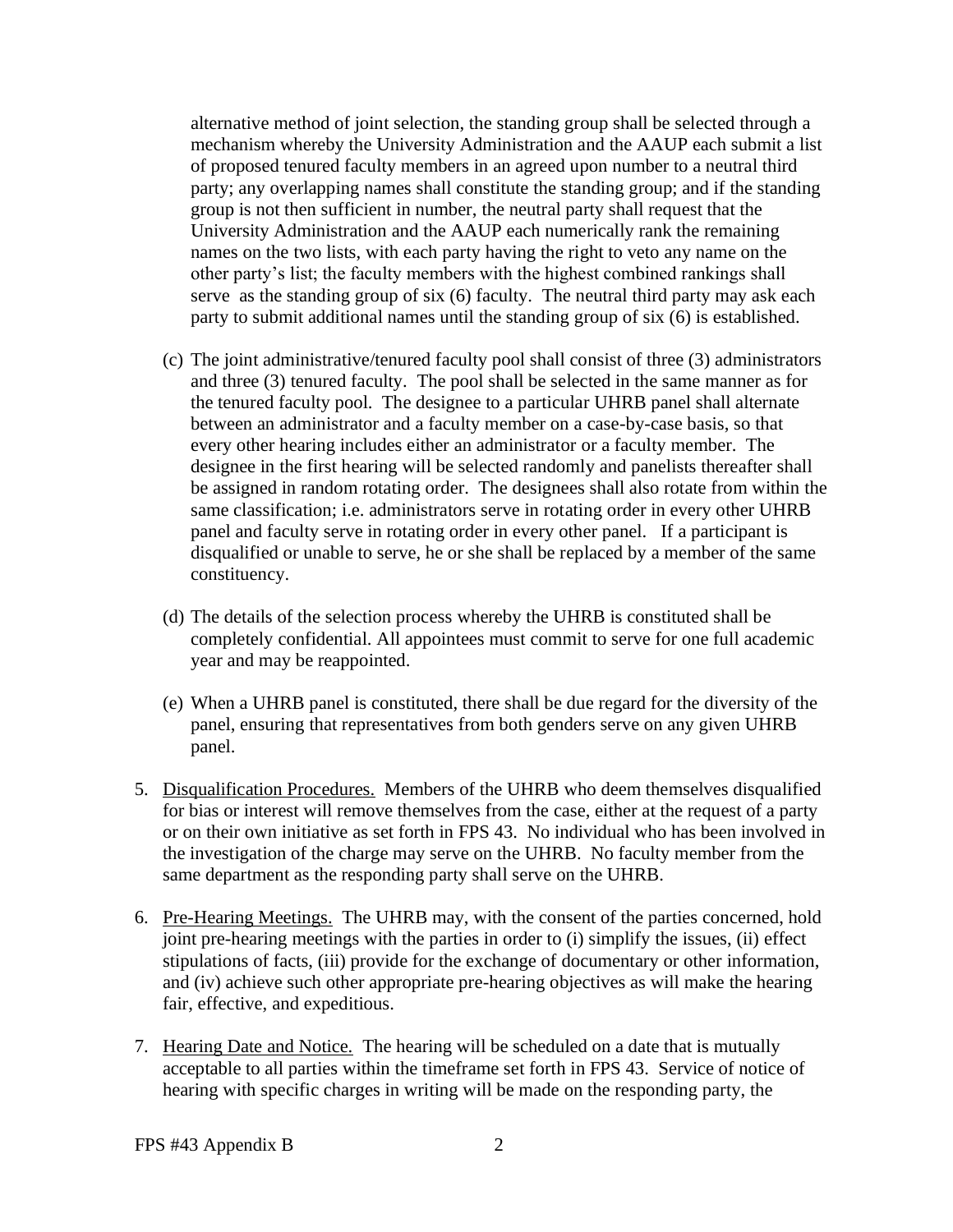alternative method of joint selection, the standing group shall be selected through a mechanism whereby the University Administration and the AAUP each submit a list of proposed tenured faculty members in an agreed upon number to a neutral third party; any overlapping names shall constitute the standing group; and if the standing group is not then sufficient in number, the neutral party shall request that the University Administration and the AAUP each numerically rank the remaining names on the two lists, with each party having the right to veto any name on the other party's list; the faculty members with the highest combined rankings shall serve as the standing group of six (6) faculty. The neutral third party may ask each party to submit additional names until the standing group of six (6) is established.

(c) The joint administrative/tenured faculty pool shall consist of three (3) administrators and three (3) tenured faculty. The pool shall be selected in the same manner as for the tenured faculty pool. The designee to a particular UHRB panel shall alternate between an administrator and a faculty member on a case-by-case basis, so that every other hearing includes either an administrator or a faculty member. The designee in the first hearing will be selected randomly and panelists thereafter shall be assigned in random rotating order. The designees shall also rotate from within the same classification; i.e. administrators serve in rotating order in every other UHRB panel and faculty serve in rotating order in every other panel. If a participant is disqualified or unable to serve, he or she shall be replaced by a member of the same constituency.

(d) The details of the selection process whereby the UHRB is constituted shall be completely confidential. All appointees must commit to serve for one full academic year and may be reappointed.

(e) When a UHRB panel is constituted, there shall be due regard for the diversity of the panel, ensuring that representatives from both genders serve on any given UHRB panel.

5. Disqualification Procedures. Members of the UHRB who deem themselves disqualified for bias or interest will remove themselves from the case, either at the request of a party or on their own initiative as set forth in FPS 43. No individual who has been involved in the investigation of the charge may serve on the UHRB. No faculty member from the same department as the responding party shall serve on the UHRB.

6. Pre-Hearing Meetings. The UHRB may, with the consent of the parties concerned, hold joint pre-hearing meetings with the parties in order to (i) simplify the issues, (ii) effect stipulations of facts, (iii) provide for the exchange of documentary or other information, and (iv) achieve such other appropriate pre-hearing objectives as will make the hearing fair, effective, and expeditious.

7. Hearing Date and Notice. The hearing will be scheduled on a date that is mutually acceptable to all parties within the timeframe set forth in FPS 43. Service of notice of hearing with specific charges in writing will be made on the responding party, the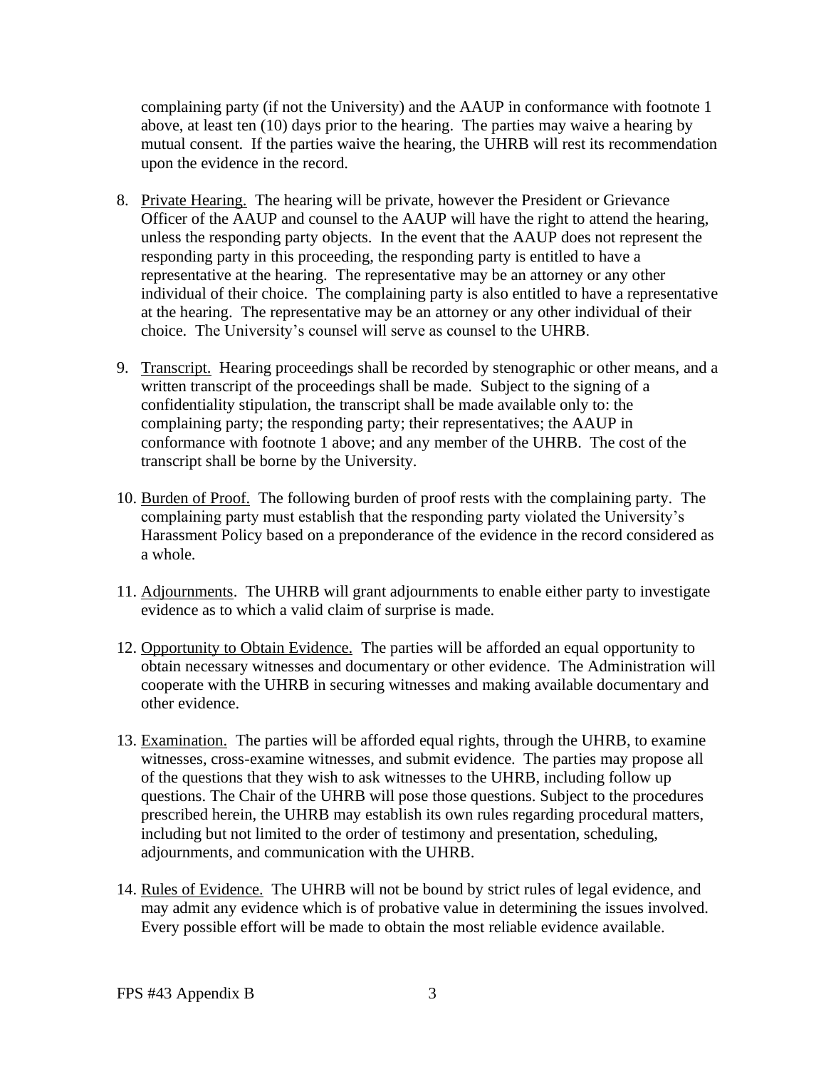complaining party (if not the University) and the AAUP in conformance with footnote 1 above, at least ten (10) days prior to the hearing. The parties may waive a hearing by mutual consent. If the parties waive the hearing, the UHRB will rest its recommendation upon the evidence in the record.

8. Private Hearing. The hearing will be private, however the President or Grievance Officer of the AAUP and counsel to the AAUP will have the right to attend the hearing, unless the responding party objects. In the event that the AAUP does not represent the responding party in this proceeding, the responding party is entitled to have a representative at the hearing. The representative may be an attorney or any other individual of their choice. The complaining party is also entitled to have a representative at the hearing. The representative may be an attorney or any other individual of their choice. The University's counsel will serve as counsel to the UHRB.

9. Transcript. Hearing proceedings shall be recorded by stenographic or other means, and a written transcript of the proceedings shall be made. Subject to the signing of a confidentiality stipulation, the transcript shall be made available only to: the complaining party; the responding party; their representatives; the AAUP in conformance with footnote 1 above; and any member of the UHRB. The cost of the transcript shall be borne by the University.

10. Burden of Proof. The following burden of proof rests with the complaining party. The complaining party must establish that the responding party violated the University's Harassment Policy based on a preponderance of the evidence in the record considered as a whole.

11. Adjournments. The UHRB will grant adjournments to enable either party to investigate evidence as to which a valid claim of surprise is made.

12. Opportunity to Obtain Evidence. The parties will be afforded an equal opportunity to obtain necessary witnesses and documentary or other evidence. The Administration will cooperate with the UHRB in securing witnesses and making available documentary and other evidence.

13. Examination. The parties will be afforded equal rights, through the UHRB, to examine witnesses, cross-examine witnesses, and submit evidence. The parties may propose all of the questions that they wish to ask witnesses to the UHRB, including follow up questions. The Chair of the UHRB will pose those questions. Subject to the procedures prescribed herein, the UHRB may establish its own rules regarding procedural matters, including but not limited to the order of testimony and presentation, scheduling, adjournments, and communication with the UHRB.

14. Rules of Evidence. The UHRB will not be bound by strict rules of legal evidence, and may admit any evidence which is of probative value in determining the issues involved. Every possible effort will be made to obtain the most reliable evidence available.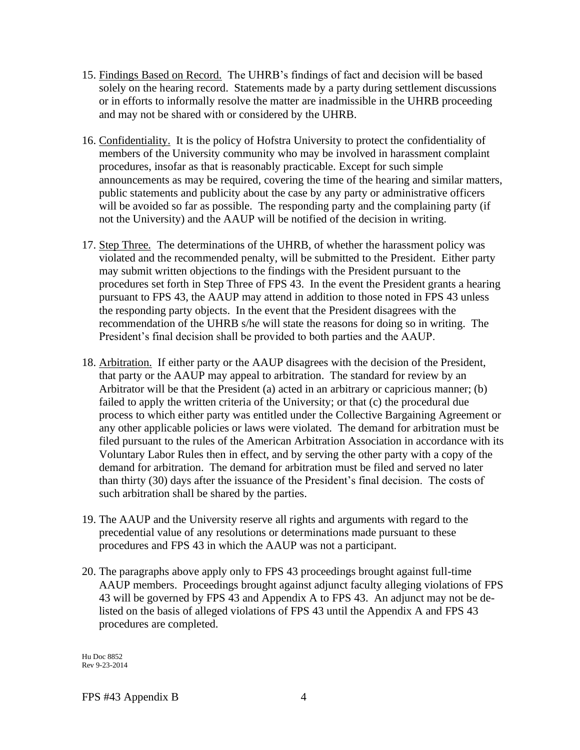15. Findings Based on Record. The UHRB's findings of fact and decision will be based solely on the hearing record. Statements made by a party during settlement discussions or in efforts to informally resolve the matter are inadmissible in the UHRB proceeding and may not be shared with or considered by the UHRB.

16. Confidentiality. It is the policy of Hofstra University to protect the confidentiality of members of the University community who may be involved in harassment complaint procedures, insofar as that is reasonably practicable. Except for such simple announcements as may be required, covering the time of the hearing and similar matters, public statements and publicity about the case by any party or administrative officers will be avoided so far as possible. The responding party and the complaining party (if not the University) and the AAUP will be notified of the decision in writing.

17. Step Three. The determinations of the UHRB, of whether the harassment policy was violated and the recommended penalty, will be submitted to the President. Either party may submit written objections to the findings with the President pursuant to the procedures set forth in Step Three of FPS 43. In the event the President grants a hearing pursuant to FPS 43, the AAUP may attend in addition to those noted in FPS 43 unless the responding party objects. In the event that the President disagrees with the recommendation of the UHRB s/he will state the reasons for doing so in writing. The President's final decision shall be provided to both parties and the AAUP.

18. Arbitration. If either party or the AAUP disagrees with the decision of the President, that party or the AAUP may appeal to arbitration. The standard for review by an Arbitrator will be that the President (a) acted in an arbitrary or capricious manner; (b) failed to apply the written criteria of the University; or that (c) the procedural due process to which either party was entitled under the Collective Bargaining Agreement or any other applicable policies or laws were violated. The demand for arbitration must be filed pursuant to the rules of the American Arbitration Association in accordance with its Voluntary Labor Rules then in effect, and by serving the other party with a copy of the demand for arbitration. The demand for arbitration must be filed and served no later than thirty (30) days after the issuance of the President's final decision. The costs of such arbitration shall be shared by the parties.

19. The AAUP and the University reserve all rights and arguments with regard to the precedential value of any resolutions or determinations made pursuant to these procedures and FPS 43 in which the AAUP was not a participant.

20. The paragraphs above apply only to FPS 43 proceedings brought against full-time AAUP members. Proceedings brought against adjunct faculty alleging violations of FPS 43 will be governed by FPS 43 and Appendix A to FPS 43. An adjunct may not be de-listed on the basis of alleged violations of FPS 43 until the Appendix A and FPS 43 procedures are completed.

Hu Doc 8852
Rev 9-23-2014